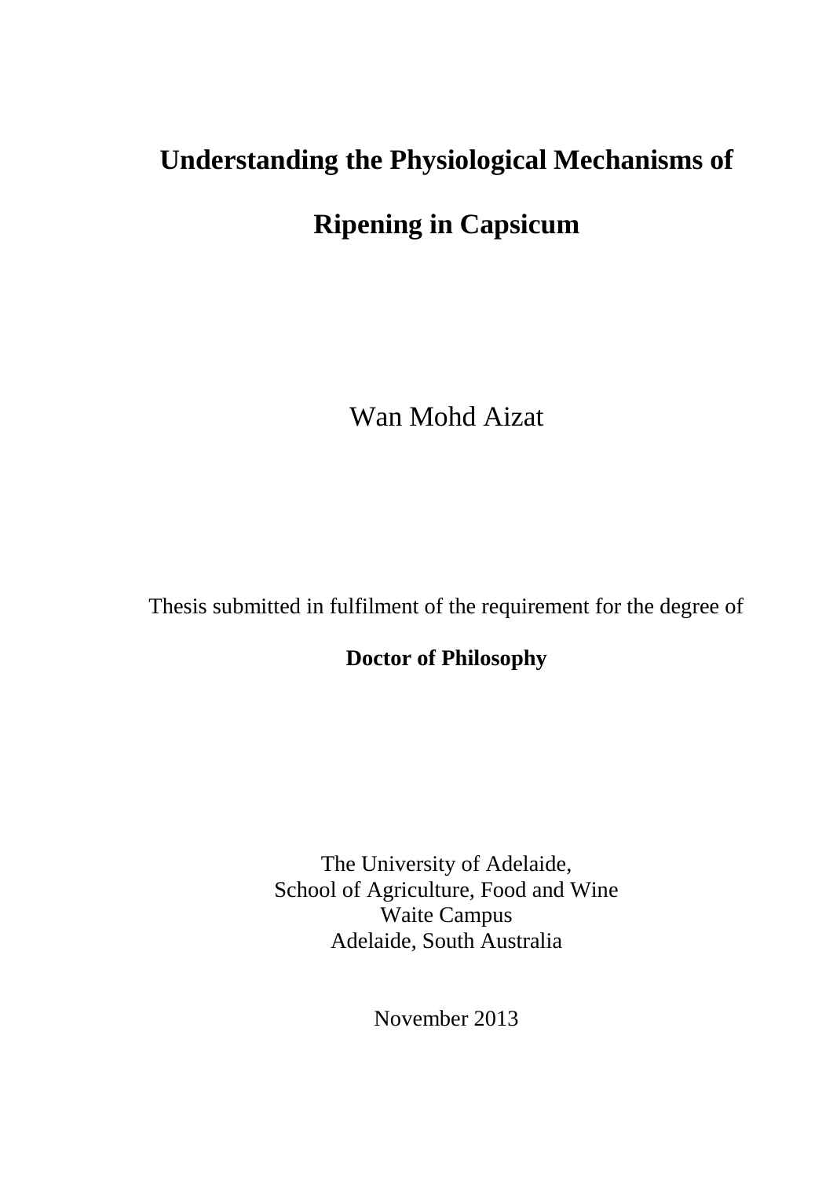# Understanding the Physiological Mechanisms of Ripening in Capsicum

Wan Mohd Aizat

Thesis submitted in fulfilment of the requirement for the degree of

**Doctor of Philosophy**

The University of Adelaide,
School of Agriculture, Food and Wine
Waite Campus
Adelaide, South Australia

November 2013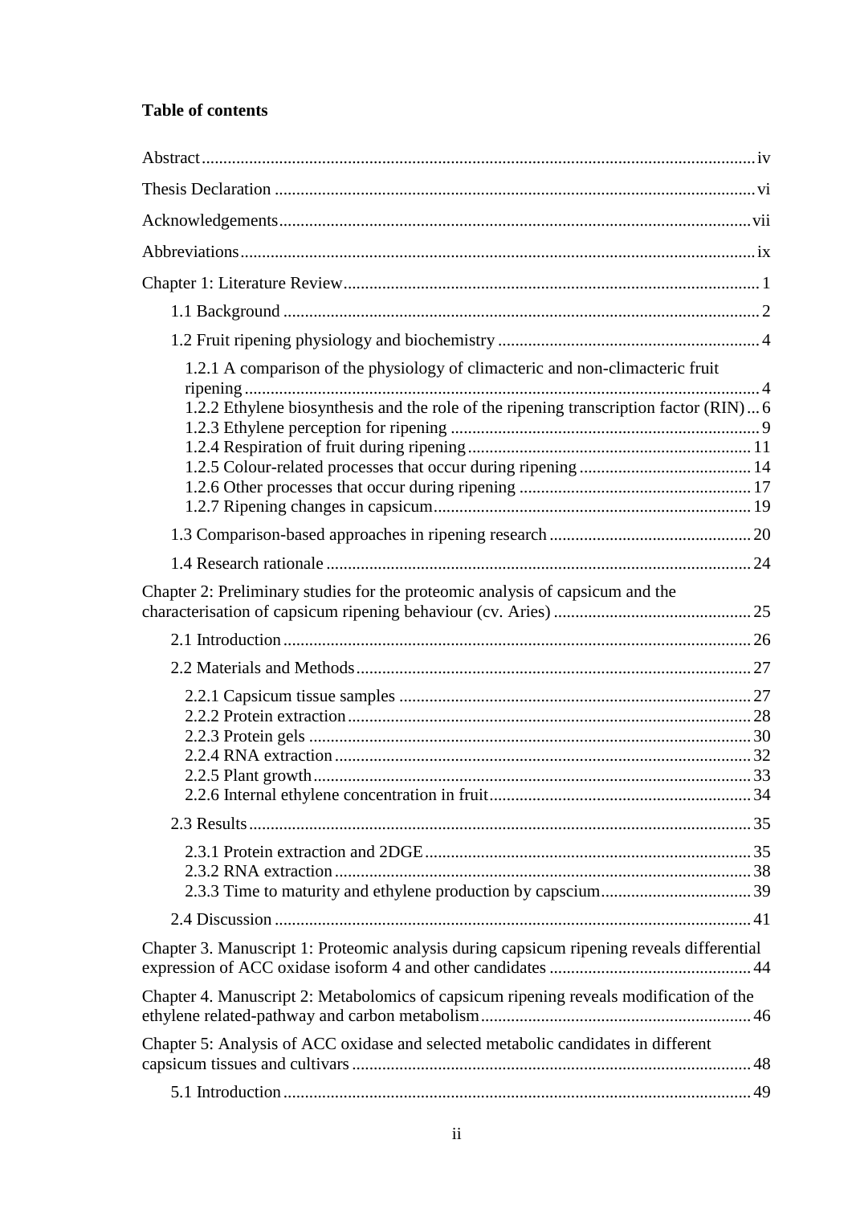**Table of contents**

Abstract ..... iv

Thesis Declaration ..... vi

Acknowledgements ..... vii

Abbreviations ..... ix

Chapter 1: Literature Review ..... 1

- 1.1 Background ..... 2
- 1.2 Fruit ripening physiology and biochemistry ..... 4
  - 1.2.1 A comparison of the physiology of climacteric and non-climacteric fruit ripening ..... 4
  - 1.2.2 Ethylene biosynthesis and the role of the ripening transcription factor (RIN) ..... 6
  - 1.2.3 Ethylene perception for ripening ..... 9
  - 1.2.4 Respiration of fruit during ripening ..... 11
  - 1.2.5 Colour-related processes that occur during ripening ..... 14
  - 1.2.6 Other processes that occur during ripening ..... 17
  - 1.2.7 Ripening changes in capsicum ..... 19
- 1.3 Comparison-based approaches in ripening research ..... 20
- 1.4 Research rationale ..... 24

Chapter 2: Preliminary studies for the proteomic analysis of capsicum and the characterisation of capsicum ripening behaviour (cv. Aries) ..... 25

- 2.1 Introduction ..... 26
- 2.2 Materials and Methods ..... 27
  - 2.2.1 Capsicum tissue samples ..... 27
  - 2.2.2 Protein extraction ..... 28
  - 2.2.3 Protein gels ..... 30
  - 2.2.4 RNA extraction ..... 32
  - 2.2.5 Plant growth ..... 33
  - 2.2.6 Internal ethylene concentration in fruit ..... 34
- 2.3 Results ..... 35
  - 2.3.1 Protein extraction and 2DGE ..... 35
  - 2.3.2 RNA extraction ..... 38
  - 2.3.3 Time to maturity and ethylene production by capscium ..... 39
- 2.4 Discussion ..... 41

Chapter 3. Manuscript 1: Proteomic analysis during capsicum ripening reveals differential expression of ACC oxidase isoform 4 and other candidates ..... 44

Chapter 4. Manuscript 2: Metabolomics of capsicum ripening reveals modification of the ethylene related-pathway and carbon metabolism ..... 46

Chapter 5: Analysis of ACC oxidase and selected metabolic candidates in different capsicum tissues and cultivars ..... 48

- 5.1 Introduction ..... 49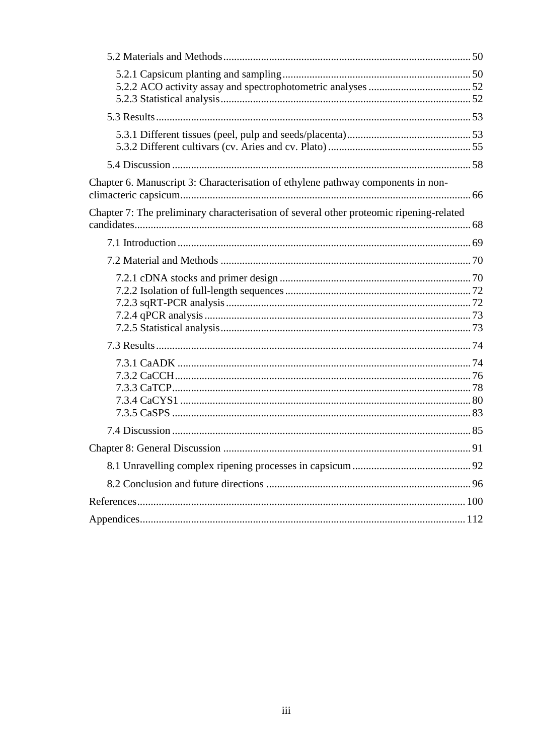- 5.2 Materials and Methods ... 50
  - 5.2.1 Capsicum planting and sampling ... 50
  - 5.2.2 ACO activity assay and spectrophotometric analyses ... 52
  - 5.2.3 Statistical analysis ... 52
- 5.3 Results ... 53
  - 5.3.1 Different tissues (peel, pulp and seeds/placenta) ... 53
  - 5.3.2 Different cultivars (cv. Aries and cv. Plato) ... 55
- 5.4 Discussion ... 58

Chapter 6. Manuscript 3: Characterisation of ethylene pathway components in non-climacteric capsicum ... 66

Chapter 7: The preliminary characterisation of several other proteomic ripening-related candidates ... 68

- 7.1 Introduction ... 69
- 7.2 Material and Methods ... 70
  - 7.2.1 cDNA stocks and primer design ... 70
  - 7.2.2 Isolation of full-length sequences ... 72
  - 7.2.3 sqRT-PCR analysis ... 72
  - 7.2.4 qPCR analysis ... 73
  - 7.2.5 Statistical analysis ... 73
- 7.3 Results ... 74
  - 7.3.1 CaADK ... 74
  - 7.3.2 CaCCH ... 76
  - 7.3.3 CaTCP ... 78
  - 7.3.4 CaCYS1 ... 80
  - 7.3.5 CaSPS ... 83
- 7.4 Discussion ... 85

Chapter 8: General Discussion ... 91

- 8.1 Unravelling complex ripening processes in capsicum ... 92
- 8.2 Conclusion and future directions ... 96

References ... 100

Appendices ... 112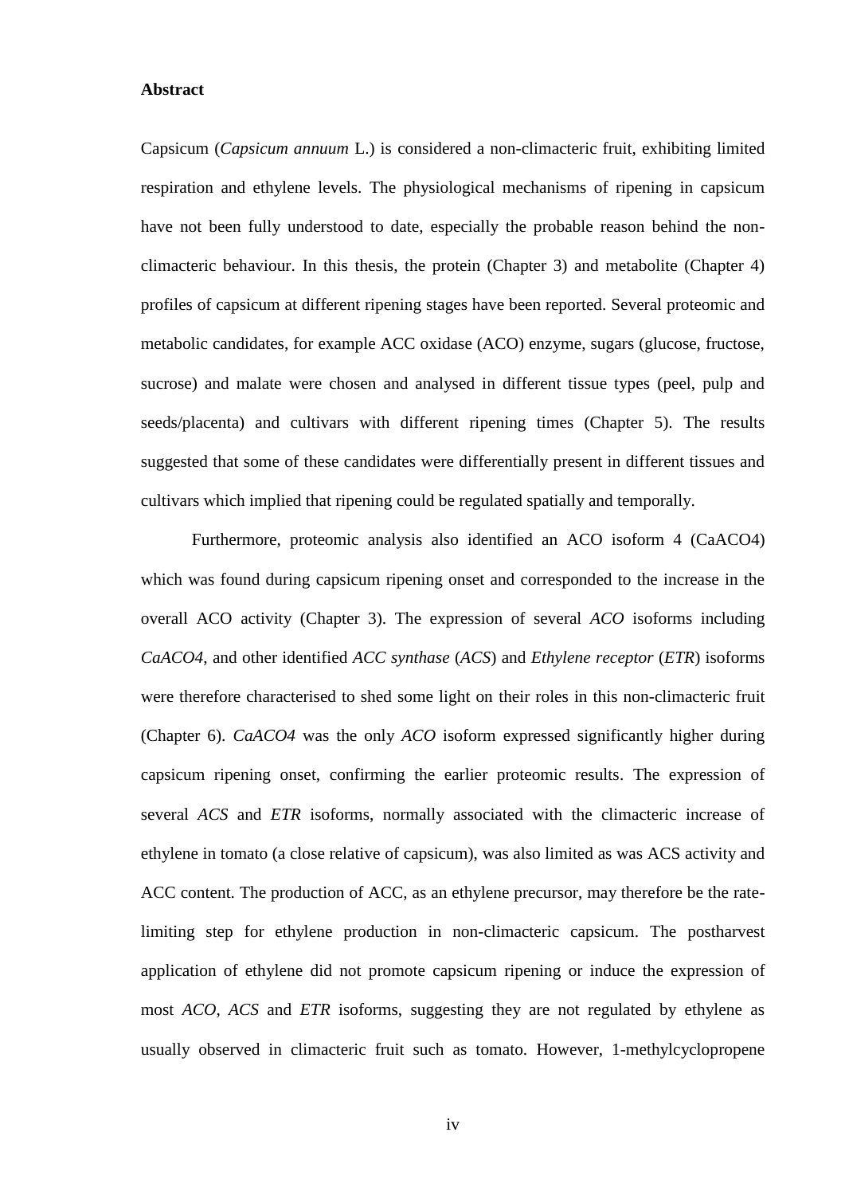**Abstract**

Capsicum (*Capsicum annuum* L.) is considered a non-climacteric fruit, exhibiting limited respiration and ethylene levels. The physiological mechanisms of ripening in capsicum have not been fully understood to date, especially the probable reason behind the non-climacteric behaviour. In this thesis, the protein (Chapter 3) and metabolite (Chapter 4) profiles of capsicum at different ripening stages have been reported. Several proteomic and metabolic candidates, for example ACC oxidase (ACO) enzyme, sugars (glucose, fructose, sucrose) and malate were chosen and analysed in different tissue types (peel, pulp and seeds/placenta) and cultivars with different ripening times (Chapter 5). The results suggested that some of these candidates were differentially present in different tissues and cultivars which implied that ripening could be regulated spatially and temporally.

Furthermore, proteomic analysis also identified an ACO isoform 4 (CaACO4) which was found during capsicum ripening onset and corresponded to the increase in the overall ACO activity (Chapter 3). The expression of several *ACO* isoforms including *CaACO4*, and other identified *ACC synthase* (*ACS*) and *Ethylene receptor* (*ETR*) isoforms were therefore characterised to shed some light on their roles in this non-climacteric fruit (Chapter 6). *CaACO4* was the only *ACO* isoform expressed significantly higher during capsicum ripening onset, confirming the earlier proteomic results. The expression of several *ACS* and *ETR* isoforms, normally associated with the climacteric increase of ethylene in tomato (a close relative of capsicum), was also limited as was ACS activity and ACC content. The production of ACC, as an ethylene precursor, may therefore be the rate-limiting step for ethylene production in non-climacteric capsicum. The postharvest application of ethylene did not promote capsicum ripening or induce the expression of most *ACO*, *ACS* and *ETR* isoforms, suggesting they are not regulated by ethylene as usually observed in climacteric fruit such as tomato. However, 1-methylcyclopropene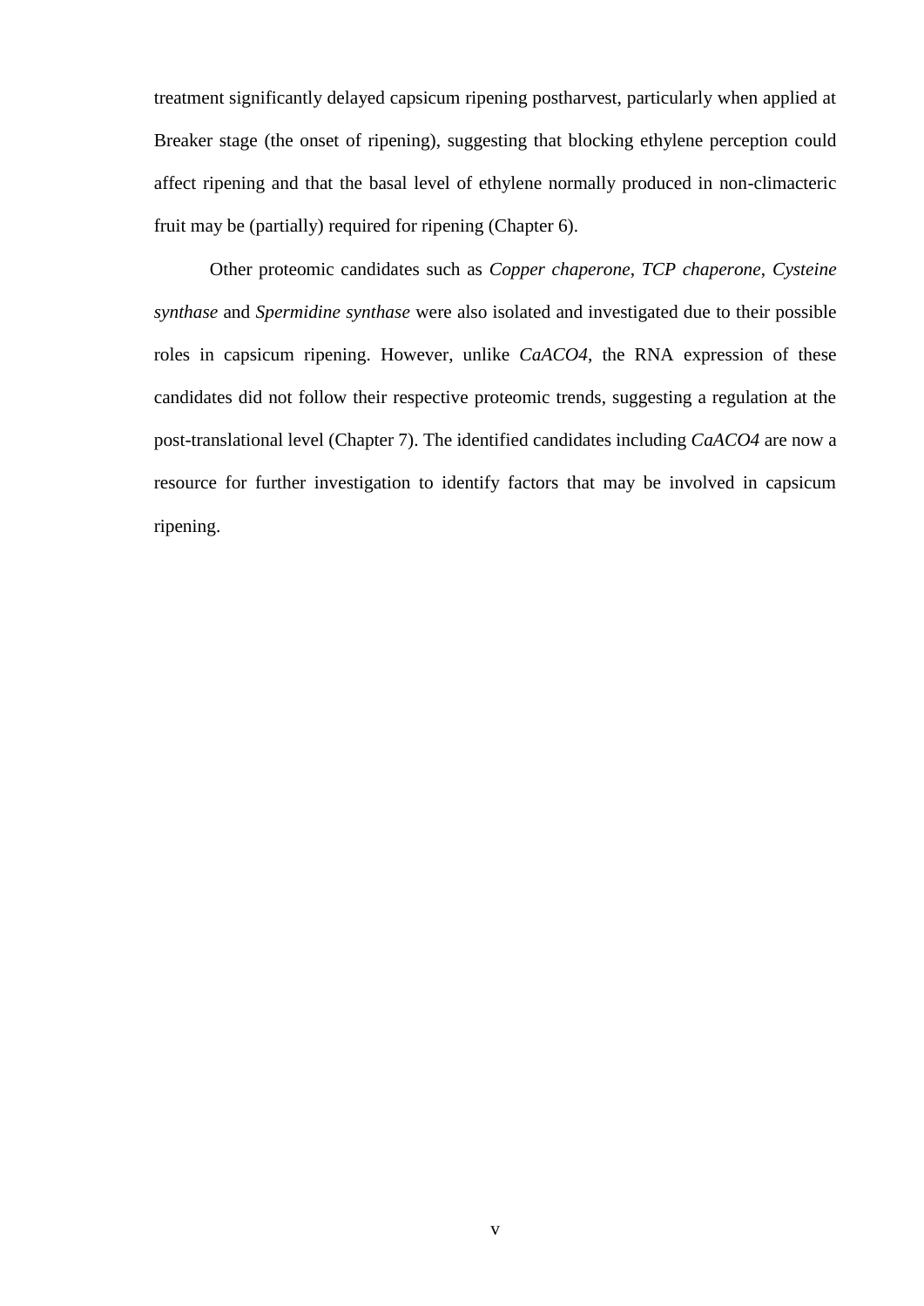treatment significantly delayed capsicum ripening postharvest, particularly when applied at Breaker stage (the onset of ripening), suggesting that blocking ethylene perception could affect ripening and that the basal level of ethylene normally produced in non-climacteric fruit may be (partially) required for ripening (Chapter 6).

Other proteomic candidates such as *Copper chaperone*, *TCP chaperone*, *Cysteine synthase* and *Spermidine synthase* were also isolated and investigated due to their possible roles in capsicum ripening. However, unlike *CaACO4*, the RNA expression of these candidates did not follow their respective proteomic trends, suggesting a regulation at the post-translational level (Chapter 7). The identified candidates including *CaACO4* are now a resource for further investigation to identify factors that may be involved in capsicum ripening.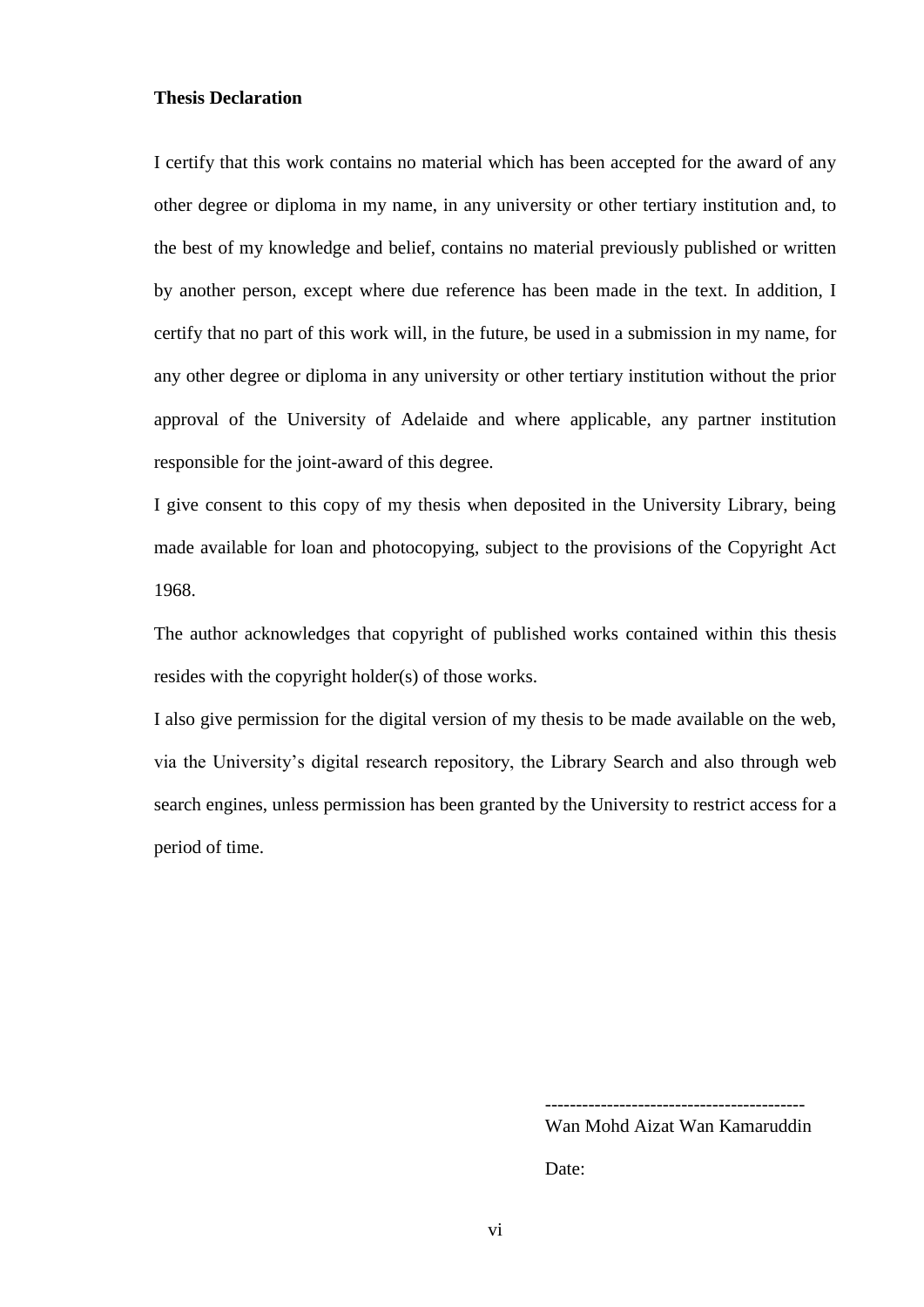**Thesis Declaration**

I certify that this work contains no material which has been accepted for the award of any other degree or diploma in my name, in any university or other tertiary institution and, to the best of my knowledge and belief, contains no material previously published or written by another person, except where due reference has been made in the text. In addition, I certify that no part of this work will, in the future, be used in a submission in my name, for any other degree or diploma in any university or other tertiary institution without the prior approval of the University of Adelaide and where applicable, any partner institution responsible for the joint-award of this degree.

I give consent to this copy of my thesis when deposited in the University Library, being made available for loan and photocopying, subject to the provisions of the Copyright Act 1968.

The author acknowledges that copyright of published works contained within this thesis resides with the copyright holder(s) of those works.

I also give permission for the digital version of my thesis to be made available on the web, via the University's digital research repository, the Library Search and also through web search engines, unless permission has been granted by the University to restrict access for a period of time.

------------------------------------------

Wan Mohd Aizat Wan Kamaruddin

Date: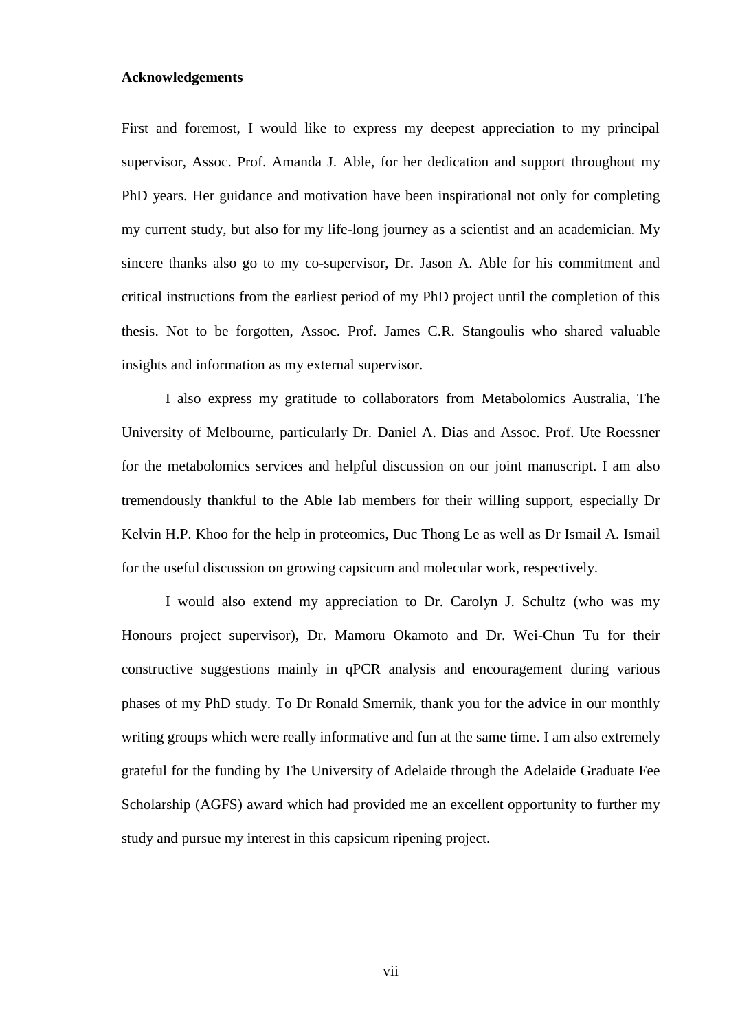**Acknowledgements**

First and foremost, I would like to express my deepest appreciation to my principal supervisor, Assoc. Prof. Amanda J. Able, for her dedication and support throughout my PhD years. Her guidance and motivation have been inspirational not only for completing my current study, but also for my life-long journey as a scientist and an academician. My sincere thanks also go to my co-supervisor, Dr. Jason A. Able for his commitment and critical instructions from the earliest period of my PhD project until the completion of this thesis. Not to be forgotten, Assoc. Prof. James C.R. Stangoulis who shared valuable insights and information as my external supervisor.

I also express my gratitude to collaborators from Metabolomics Australia, The University of Melbourne, particularly Dr. Daniel A. Dias and Assoc. Prof. Ute Roessner for the metabolomics services and helpful discussion on our joint manuscript. I am also tremendously thankful to the Able lab members for their willing support, especially Dr Kelvin H.P. Khoo for the help in proteomics, Duc Thong Le as well as Dr Ismail A. Ismail for the useful discussion on growing capsicum and molecular work, respectively.

I would also extend my appreciation to Dr. Carolyn J. Schultz (who was my Honours project supervisor), Dr. Mamoru Okamoto and Dr. Wei-Chun Tu for their constructive suggestions mainly in qPCR analysis and encouragement during various phases of my PhD study. To Dr Ronald Smernik, thank you for the advice in our monthly writing groups which were really informative and fun at the same time. I am also extremely grateful for the funding by The University of Adelaide through the Adelaide Graduate Fee Scholarship (AGFS) award which had provided me an excellent opportunity to further my study and pursue my interest in this capsicum ripening project.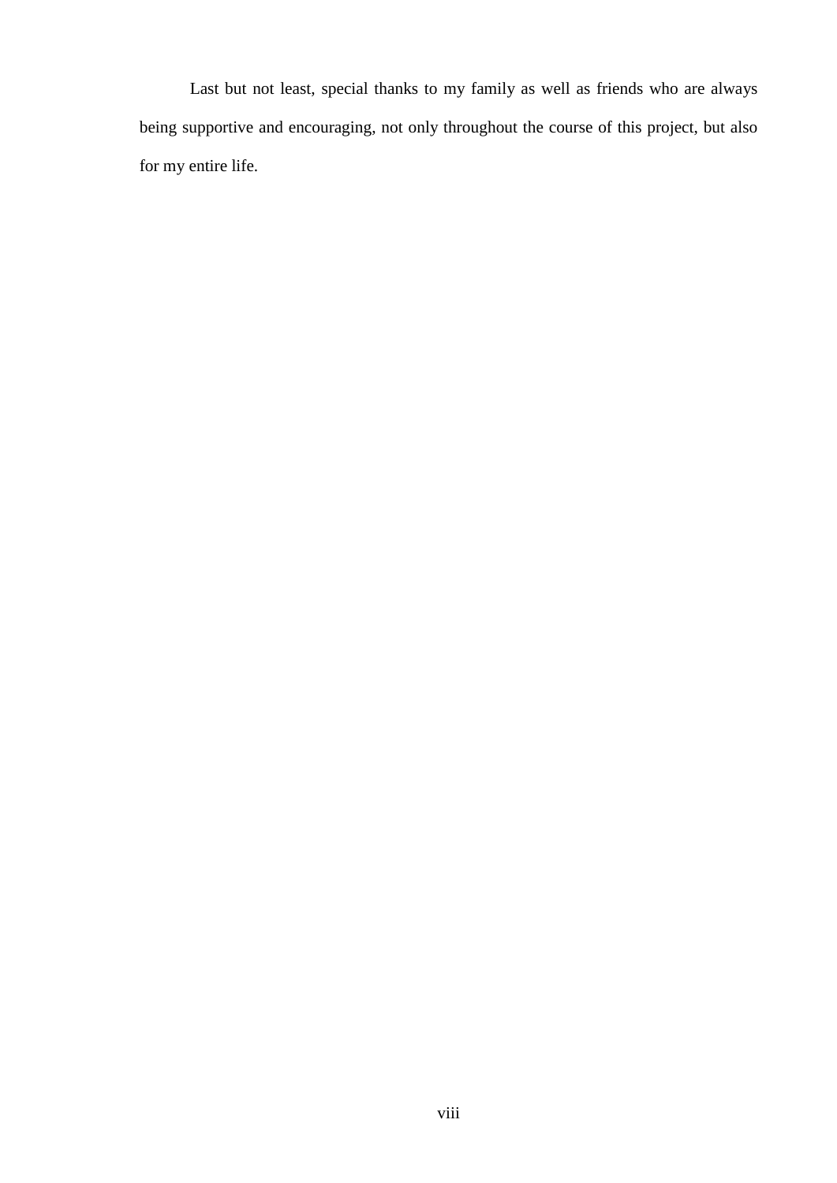Last but not least, special thanks to my family as well as friends who are always being supportive and encouraging, not only throughout the course of this project, but also for my entire life.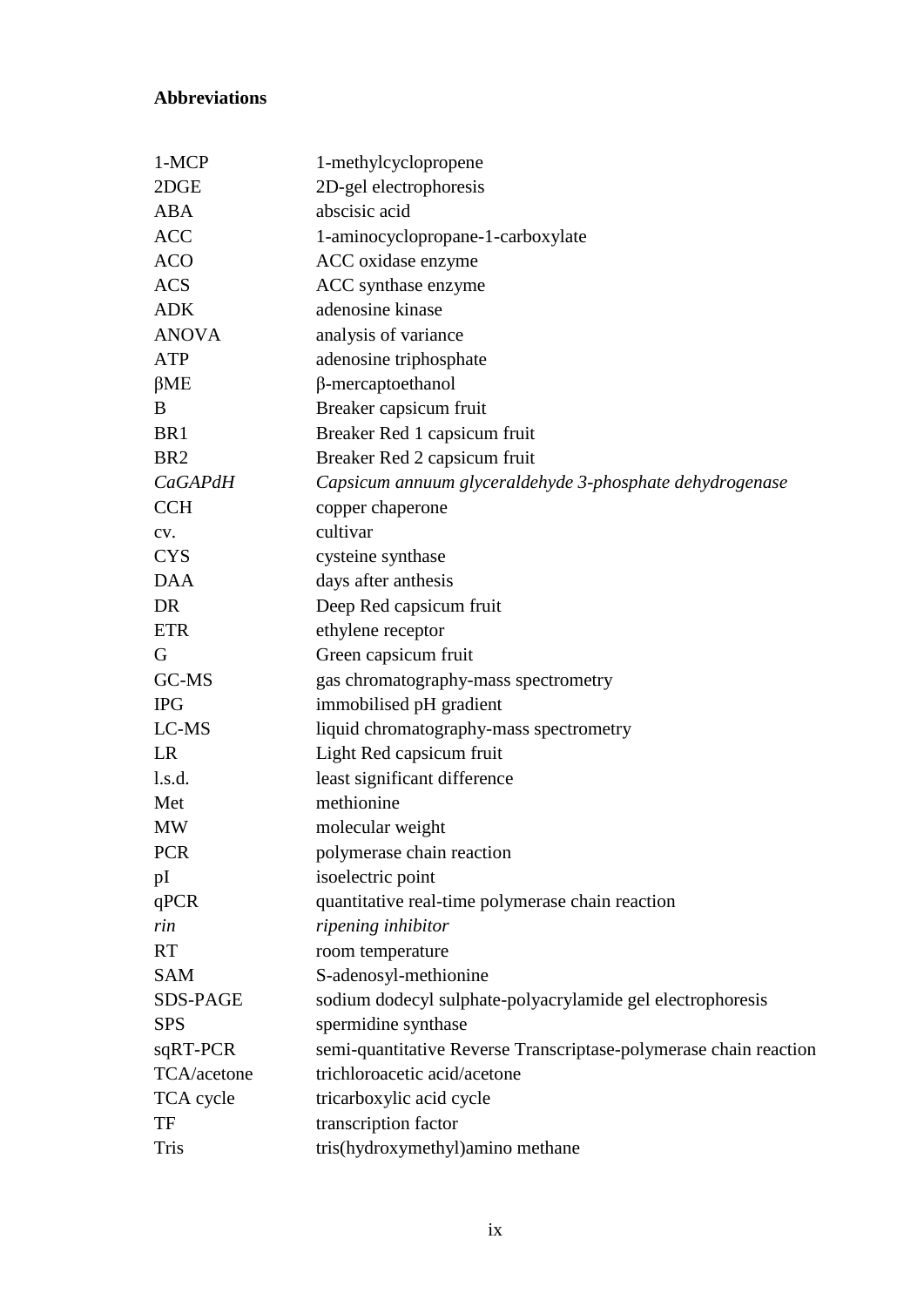**Abbreviations**

| | |
|---|---|
| 1-MCP | 1-methylcyclopropene |
| 2DGE | 2D-gel electrophoresis |
| ABA | abscisic acid |
| ACC | 1-aminocyclopropane-1-carboxylate |
| ACO | ACC oxidase enzyme |
| ACS | ACC synthase enzyme |
| ADK | adenosine kinase |
| ANOVA | analysis of variance |
| ATP | adenosine triphosphate |
| βME | β-mercaptoethanol |
| B | Breaker capsicum fruit |
| BR1 | Breaker Red 1 capsicum fruit |
| BR2 | Breaker Red 2 capsicum fruit |
| *CaGAPdH* | *Capsicum annuum glyceraldehyde 3-phosphate dehydrogenase* |
| CCH | copper chaperone |
| cv. | cultivar |
| CYS | cysteine synthase |
| DAA | days after anthesis |
| DR | Deep Red capsicum fruit |
| ETR | ethylene receptor |
| G | Green capsicum fruit |
| GC-MS | gas chromatography-mass spectrometry |
| IPG | immobilised pH gradient |
| LC-MS | liquid chromatography-mass spectrometry |
| LR | Light Red capsicum fruit |
| l.s.d. | least significant difference |
| Met | methionine |
| MW | molecular weight |
| PCR | polymerase chain reaction |
| pI | isoelectric point |
| qPCR | quantitative real-time polymerase chain reaction |
| *rin* | *ripening inhibitor* |
| RT | room temperature |
| SAM | S-adenosyl-methionine |
| SDS-PAGE | sodium dodecyl sulphate-polyacrylamide gel electrophoresis |
| SPS | spermidine synthase |
| sqRT-PCR | semi-quantitative Reverse Transcriptase-polymerase chain reaction |
| TCA/acetone | trichloroacetic acid/acetone |
| TCA cycle | tricarboxylic acid cycle |
| TF | transcription factor |
| Tris | tris(hydroxymethyl)amino methane |